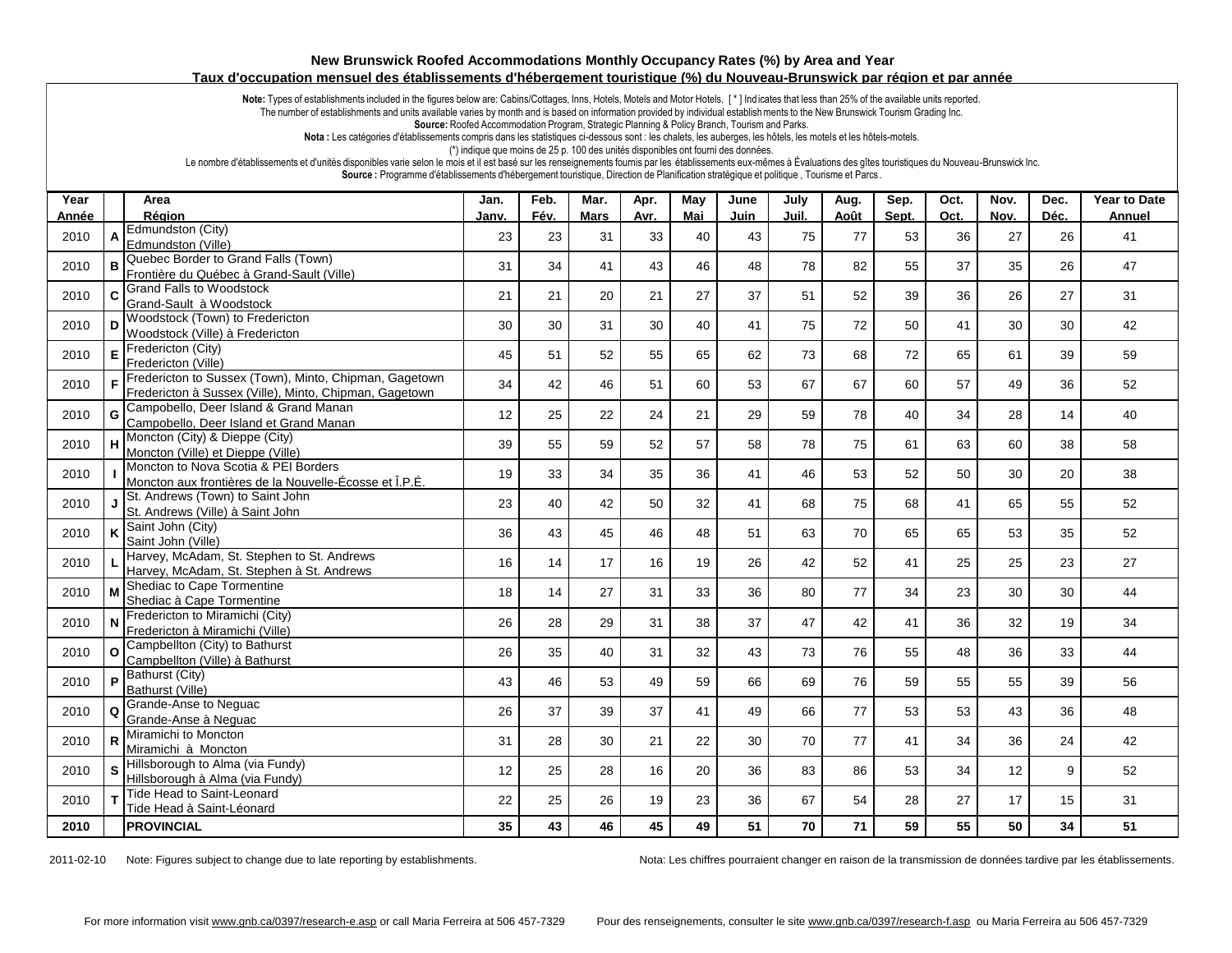# New Brunswick Roofed Accommodations Monthly Occupancy Rates (%) by Area and Year

## Taux d'occupation mensuel des établissements d'hébergement touristique (%) du Nouveau-Brunswick par région et par année

**Note:** Types of establishments included in the figures below are: Cabins/Cottages, Inns, Hotels, Motels and Motor Hotels. [ * ] Indicates that less than 25% of the available units reported.
The number of establishments and units available varies by month and is based on information provided by individual establishments to the New Brunswick Tourism Grading Inc.
**Source:** Roofed Accommodation Program, Strategic Planning & Policy Branch, Tourism and Parks.
**Nota :** Les catégories d'établissements compris dans les statistiques ci-dessous sont : les chalets, les auberges, les hôtels, les motels et les hôtels-motels.
(*) indique que moins de 25 p. 100 des unités disponibles ont fourni des données.
Le nombre d'établissements et d'unités disponibles varie selon le mois et il est basé sur les renseignements fournis par les établissements eux-mêmes à Évaluations des gîtes touristiques du Nouveau-Brunswick Inc.
**Source :** Programme d'établissements d'hébergement touristique, Direction de Planification stratégique et politique , Tourisme et Parcs .

| Year / Année | | Area / Région | Jan. / Janv. | Feb. / Fév. | Mar. / Mars | Apr. / Avr. | May / Mai | June / Juin | July / Juil. | Aug. / Août | Sep. / Sept. | Oct. / Oct. | Nov. / Nov. | Dec. / Déc. | Year to Date / Annuel |
|---|---|---|---|---|---|---|---|---|---|---|---|---|---|---|---|
| 2010 | A | Edmundston (City) / Edmundston (Ville) | 23 | 23 | 31 | 33 | 40 | 43 | 75 | 77 | 53 | 36 | 27 | 26 | 41 |
| 2010 | B | Quebec Border to Grand Falls (Town) / Frontière du Québec à Grand-Sault (Ville) | 31 | 34 | 41 | 43 | 46 | 48 | 78 | 82 | 55 | 37 | 35 | 26 | 47 |
| 2010 | C | Grand Falls to Woodstock / Grand-Sault à Woodstock | 21 | 21 | 20 | 21 | 27 | 37 | 51 | 52 | 39 | 36 | 26 | 27 | 31 |
| 2010 | D | Woodstock (Town) to Fredericton / Woodstock (Ville) à Fredericton | 30 | 30 | 31 | 30 | 40 | 41 | 75 | 72 | 50 | 41 | 30 | 30 | 42 |
| 2010 | E | Fredericton (City) / Fredericton (Ville) | 45 | 51 | 52 | 55 | 65 | 62 | 73 | 68 | 72 | 65 | 61 | 39 | 59 |
| 2010 | F | Fredericton to Sussex (Town), Minto, Chipman, Gagetown / Fredericton à Sussex (Ville), Minto, Chipman, Gagetown | 34 | 42 | 46 | 51 | 60 | 53 | 67 | 67 | 60 | 57 | 49 | 36 | 52 |
| 2010 | G | Campobello, Deer Island & Grand Manan / Campobello, Deer Island et Grand Manan | 12 | 25 | 22 | 24 | 21 | 29 | 59 | 78 | 40 | 34 | 28 | 14 | 40 |
| 2010 | H | Moncton (City) & Dieppe (City) / Moncton (Ville) et Dieppe (Ville) | 39 | 55 | 59 | 52 | 57 | 58 | 78 | 75 | 61 | 63 | 60 | 38 | 58 |
| 2010 | I | Moncton to Nova Scotia & PEI Borders / Moncton aux frontières de la Nouvelle-Écosse et Î.P.É. | 19 | 33 | 34 | 35 | 36 | 41 | 46 | 53 | 52 | 50 | 30 | 20 | 38 |
| 2010 | J | St. Andrews (Town) to Saint John / St. Andrews (Ville) à Saint John | 23 | 40 | 42 | 50 | 32 | 41 | 68 | 75 | 68 | 41 | 65 | 55 | 52 |
| 2010 | K | Saint John (City) / Saint John (Ville) | 36 | 43 | 45 | 46 | 48 | 51 | 63 | 70 | 65 | 65 | 53 | 35 | 52 |
| 2010 | L | Harvey, McAdam, St. Stephen to St. Andrews / Harvey, McAdam, St. Stephen à St. Andrews | 16 | 14 | 17 | 16 | 19 | 26 | 42 | 52 | 41 | 25 | 25 | 23 | 27 |
| 2010 | M | Shediac to Cape Tormentine / Shediac à Cape Tormentine | 18 | 14 | 27 | 31 | 33 | 36 | 80 | 77 | 34 | 23 | 30 | 30 | 44 |
| 2010 | N | Fredericton to Miramichi (City) / Fredericton à Miramichi (Ville) | 26 | 28 | 29 | 31 | 38 | 37 | 47 | 42 | 41 | 36 | 32 | 19 | 34 |
| 2010 | O | Campbellton (City) to Bathurst / Campbellton (Ville) à Bathurst | 26 | 35 | 40 | 31 | 32 | 43 | 73 | 76 | 55 | 48 | 36 | 33 | 44 |
| 2010 | P | Bathurst (City) / Bathurst (Ville) | 43 | 46 | 53 | 49 | 59 | 66 | 69 | 76 | 59 | 55 | 55 | 39 | 56 |
| 2010 | Q | Grande-Anse to Neguac / Grande-Anse à Neguac | 26 | 37 | 39 | 37 | 41 | 49 | 66 | 77 | 53 | 53 | 43 | 36 | 48 |
| 2010 | R | Miramichi to Moncton / Miramichi à Moncton | 31 | 28 | 30 | 21 | 22 | 30 | 70 | 77 | 41 | 34 | 36 | 24 | 42 |
| 2010 | S | Hillsborough to Alma (via Fundy) / Hillsborough à Alma (via Fundy) | 12 | 25 | 28 | 16 | 20 | 36 | 83 | 86 | 53 | 34 | 12 | 9 | 52 |
| 2010 | T | Tide Head to Saint-Leonard / Tide Head à Saint-Léonard | 22 | 25 | 26 | 19 | 23 | 36 | 67 | 54 | 28 | 27 | 17 | 15 | 31 |
| **2010** | | **PROVINCIAL** | **35** | **43** | **46** | **45** | **49** | **51** | **70** | **71** | **59** | **55** | **50** | **34** | **51** |

2011-02-10 Note: Figures subject to change due to late reporting by establishments.

Nota: Les chiffres pourraient changer en raison de la transmission de données tardive par les établissements.

For more information visit www.gnb.ca/0397/research-e.asp or call Maria Ferreira at 506 457-7329

Pour des renseignements, consulter le site www.gnb.ca/0397/research-f.asp ou Maria Ferreira au 506 457-7329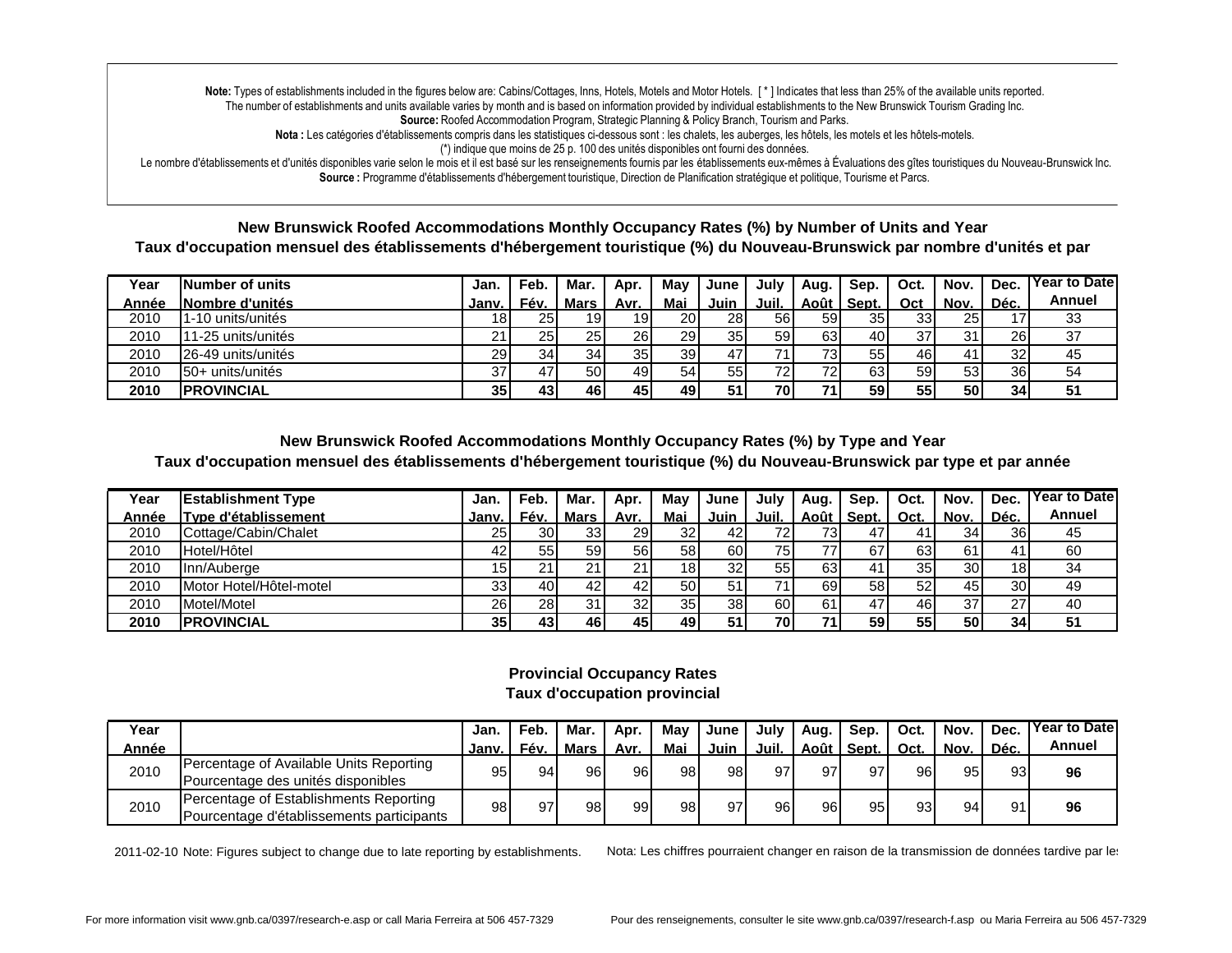**Note:** Types of establishments included in the figures below are: Cabins/Cottages, Inns, Hotels, Motels and Motor Hotels. [ * ] Indicates that less than 25% of the available units reported.
The number of establishments and units available varies by month and is based on information provided by individual establishments to the New Brunswick Tourism Grading Inc.
**Source:** Roofed Accommodation Program, Strategic Planning & Policy Branch, Tourism and Parks.
**Nota :** Les catégories d'établissements compris dans les statistiques ci-dessous sont : les chalets, les auberges, les hôtels, les motels et les hôtels-motels.
(*) indique que moins de 25 p. 100 des unités disponibles ont fourni des données.
Le nombre d'établissements et d'unités disponibles varie selon le mois et il est basé sur les renseignements fournis par les établissements eux-mêmes à Évaluations des gîtes touristiques du Nouveau-Brunswick Inc.
**Source :** Programme d'établissements d'hébergement touristique, Direction de Planification stratégique et politique, Tourisme et Parcs.

## New Brunswick Roofed Accommodations Monthly Occupancy Rates (%) by Number of Units and Year
## Taux d'occupation mensuel des établissements d'hébergement touristique (%) du Nouveau-Brunswick par nombre d'unités et par

| Year Année | Number of units Nombre d'unités | Jan. Janv. | Feb. Fév. | Mar. Mars | Apr. Avr. | May Mai | June Juin | July Juil. | Aug. Août | Sep. Sept. | Oct. Oct | Nov. Nov. | Dec. Déc. | Year to Date Annuel |
|---|---|---|---|---|---|---|---|---|---|---|---|---|---|---|
| 2010 | 1-10 units/unités | 18 | 25 | 19 | 19 | 20 | 28 | 56 | 59 | 35 | 33 | 25 | 17 | 33 |
| 2010 | 11-25 units/unités | 21 | 25 | 25 | 26 | 29 | 35 | 59 | 63 | 40 | 37 | 31 | 26 | 37 |
| 2010 | 26-49 units/unités | 29 | 34 | 34 | 35 | 39 | 47 | 71 | 73 | 55 | 46 | 41 | 32 | 45 |
| 2010 | 50+ units/unités | 37 | 47 | 50 | 49 | 54 | 55 | 72 | 72 | 63 | 59 | 53 | 36 | 54 |
| **2010** | **PROVINCIAL** | **35** | **43** | **46** | **45** | **49** | **51** | **70** | **71** | **59** | **55** | **50** | **34** | **51** |

## New Brunswick Roofed Accommodations Monthly Occupancy Rates (%) by Type and Year
## Taux d'occupation mensuel des établissements d'hébergement touristique (%) du Nouveau-Brunswick par type et par année

| Year Année | Establishment Type Type d'établissement | Jan. Janv. | Feb. Fév. | Mar. Mars | Apr. Avr. | May Mai | June Juin | July Juil. | Aug. Août | Sep. Sept. | Oct. Oct. | Nov. Nov. | Dec. Déc. | Year to Date Annuel |
|---|---|---|---|---|---|---|---|---|---|---|---|---|---|---|
| 2010 | Cottage/Cabin/Chalet | 25 | 30 | 33 | 29 | 32 | 42 | 72 | 73 | 47 | 41 | 34 | 36 | 45 |
| 2010 | Hotel/Hôtel | 42 | 55 | 59 | 56 | 58 | 60 | 75 | 77 | 67 | 63 | 61 | 41 | 60 |
| 2010 | Inn/Auberge | 15 | 21 | 21 | 21 | 18 | 32 | 55 | 63 | 41 | 35 | 30 | 18 | 34 |
| 2010 | Motor Hotel/Hôtel-motel | 33 | 40 | 42 | 42 | 50 | 51 | 71 | 69 | 58 | 52 | 45 | 30 | 49 |
| 2010 | Motel/Motel | 26 | 28 | 31 | 32 | 35 | 38 | 60 | 61 | 47 | 46 | 37 | 27 | 40 |
| **2010** | **PROVINCIAL** | **35** | **43** | **46** | **45** | **49** | **51** | **70** | **71** | **59** | **55** | **50** | **34** | **51** |

## Provincial Occupancy Rates
## Taux d'occupation provincial

| Year Année | | Jan. Janv. | Feb. Fév. | Mar. Mars | Apr. Avr. | May Mai | June Juin | July Juil. | Aug. Août | Sep. Sept. | Oct. Oct. | Nov. Nov. | Dec. Déc. | Year to Date Annuel |
|---|---|---|---|---|---|---|---|---|---|---|---|---|---|---|
| 2010 | Percentage of Available Units Reporting Pourcentage des unités disponibles | 95 | 94 | 96 | 96 | 98 | 98 | 97 | 97 | 97 | 96 | 95 | 93 | **96** |
| 2010 | Percentage of Establishments Reporting Pourcentage d'établissements participants | 98 | 97 | 98 | 99 | 98 | 97 | 96 | 96 | 95 | 93 | 94 | 91 | **96** |

2011-02-10 Note: Figures subject to change due to late reporting by establishments. Nota: Les chiffres pourraient changer en raison de la transmission de données tardive par les

For more information visit www.gnb.ca/0397/research-e.asp or call Maria Ferreira at 506 457-7329 Pour des renseignements, consulter le site www.gnb.ca/0397/research-f.asp ou Maria Ferreira au 506 457-7329